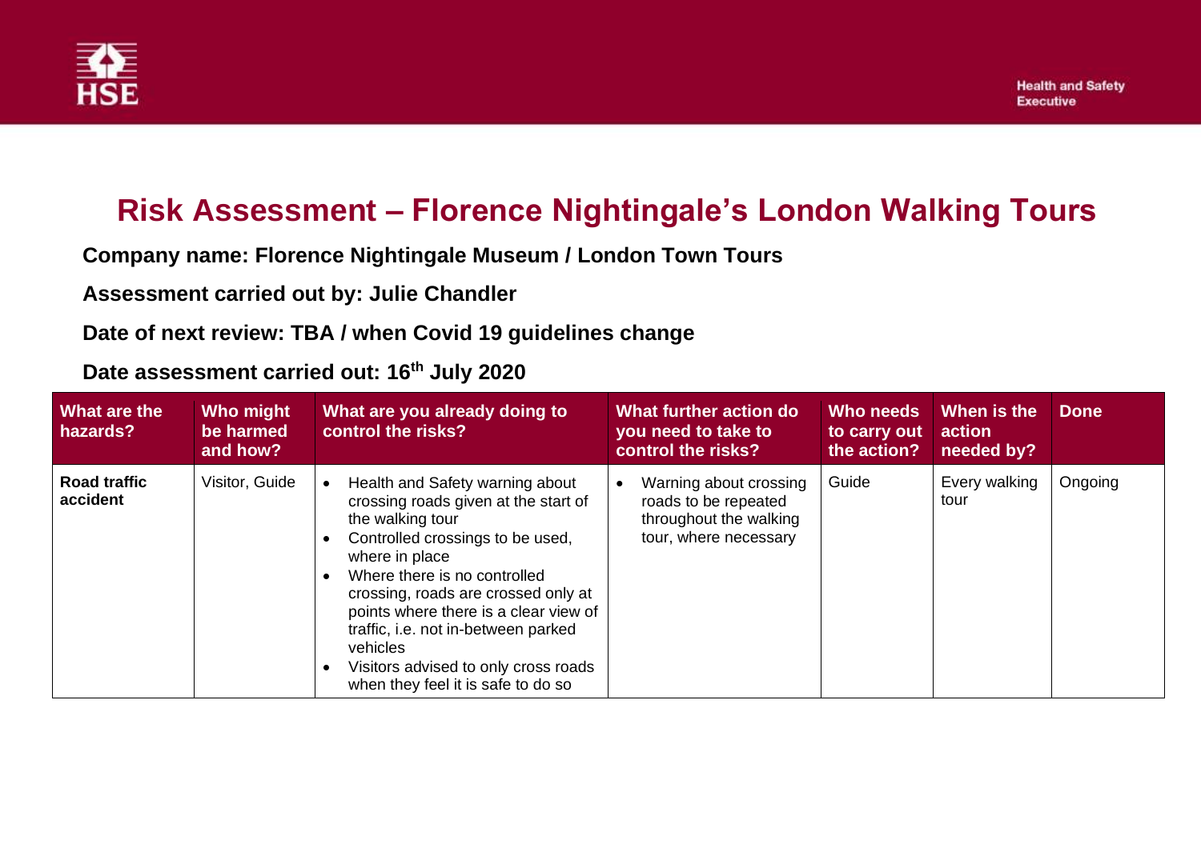# Risk Assessment – Florence Nightingale's London Walking Tours

**Company name: Florence Nightingale Museum / London Town Tours**

**Assessment carried out by: Julie Chandler**

**Date of next review: TBA / when Covid 19 guidelines change**

**Date assessment carried out: 16th July 2020**

| What are the hazards? | Who might be harmed and how? | What are you already doing to control the risks? | What further action do you need to take to control the risks? | Who needs to carry out the action? | When is the action needed by? | Done |
|---|---|---|---|---|---|---|
| **Road traffic accident** | Visitor, Guide | • Health and Safety warning about crossing roads given at the start of the walking tour<br>• Controlled crossings to be used, where in place<br>• Where there is no controlled crossing, roads are crossed only at points where there is a clear view of traffic, i.e. not in-between parked vehicles<br>• Visitors advised to only cross roads when they feel it is safe to do so | • Warning about crossing roads to be repeated throughout the walking tour, where necessary | Guide | Every walking tour | Ongoing |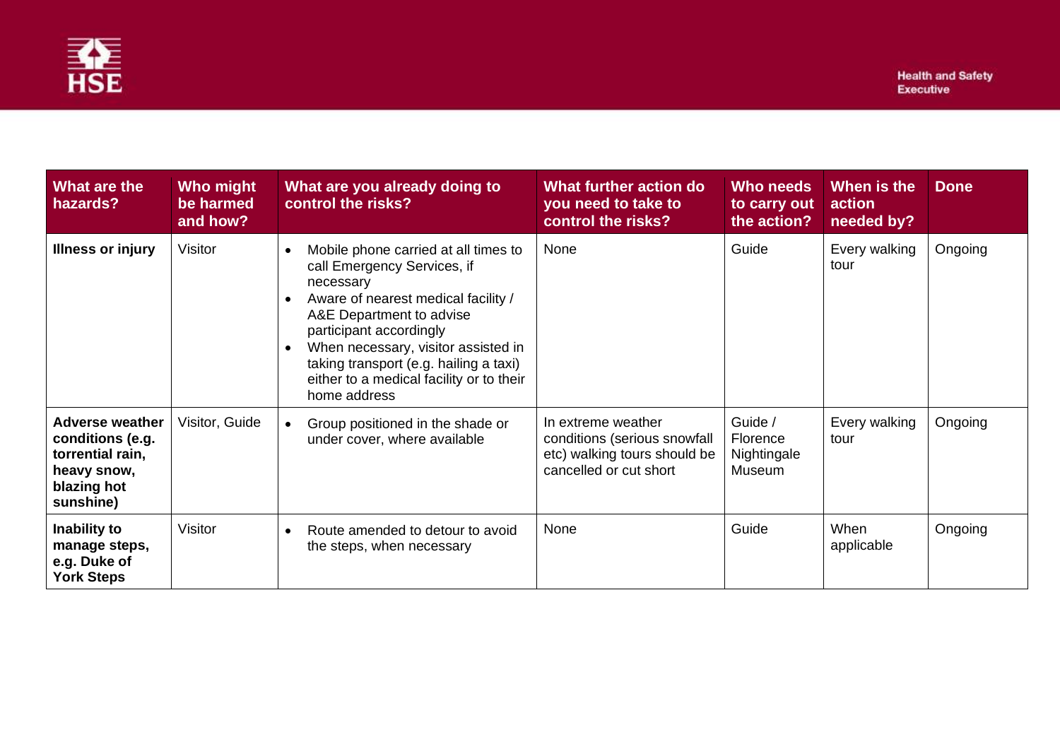| What are the hazards? | Who might be harmed and how? | What are you already doing to control the risks? | What further action do you need to take to control the risks? | Who needs to carry out the action? | When is the action needed by? | Done |
|---|---|---|---|---|---|---|
| **Illness or injury** | Visitor | • Mobile phone carried at all times to call Emergency Services, if necessary<br>• Aware of nearest medical facility / A&E Department to advise participant accordingly<br>• When necessary, visitor assisted in taking transport (e.g. hailing a taxi) either to a medical facility or to their home address | None | Guide | Every walking tour | Ongoing |
| **Adverse weather conditions (e.g. torrential rain, heavy snow, blazing hot sunshine)** | Visitor, Guide | • Group positioned in the shade or under cover, where available | In extreme weather conditions (serious snowfall etc) walking tours should be cancelled or cut short | Guide / Florence Nightingale Museum | Every walking tour | Ongoing |
| **Inability to manage steps, e.g. Duke of York Steps** | Visitor | • Route amended to detour to avoid the steps, when necessary | None | Guide | When applicable | Ongoing |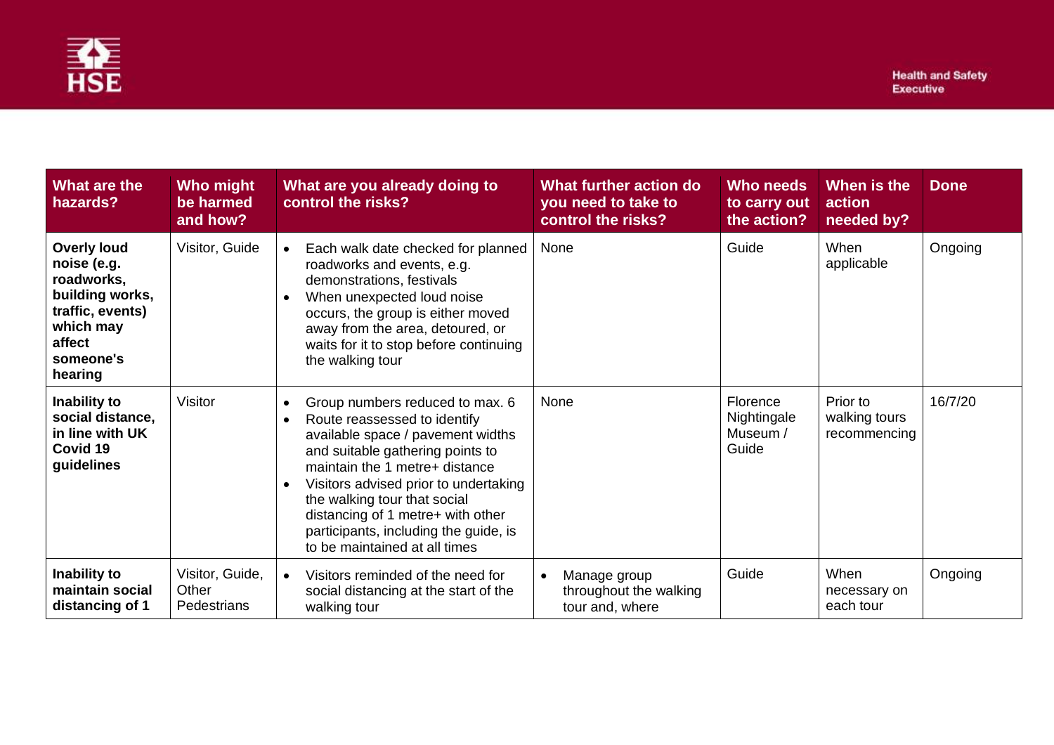| What are the hazards? | Who might be harmed and how? | What are you already doing to control the risks? | What further action do you need to take to control the risks? | Who needs to carry out the action? | When is the action needed by? | Done |
|---|---|---|---|---|---|---|
| **Overly loud noise (e.g. roadworks, building works, traffic, events) which may affect someone's hearing** | Visitor, Guide | • Each walk date checked for planned roadworks and events, e.g. demonstrations, festivals<br>• When unexpected loud noise occurs, the group is either moved away from the area, detoured, or waits for it to stop before continuing the walking tour | None | Guide | When applicable | Ongoing |
| **Inability to social distance, in line with UK Covid 19 guidelines** | Visitor | • Group numbers reduced to max. 6<br>• Route reassessed to identify available space / pavement widths and suitable gathering points to maintain the 1 metre+ distance<br>• Visitors advised prior to undertaking the walking tour that social distancing of 1 metre+ with other participants, including the guide, is to be maintained at all times | None | Florence Nightingale Museum / Guide | Prior to walking tours recommencing | 16/7/20 |
| **Inability to maintain social distancing of 1** | Visitor, Guide, Other Pedestrians | • Visitors reminded of the need for social distancing at the start of the walking tour | • Manage group throughout the walking tour and, where | Guide | When necessary on each tour | Ongoing |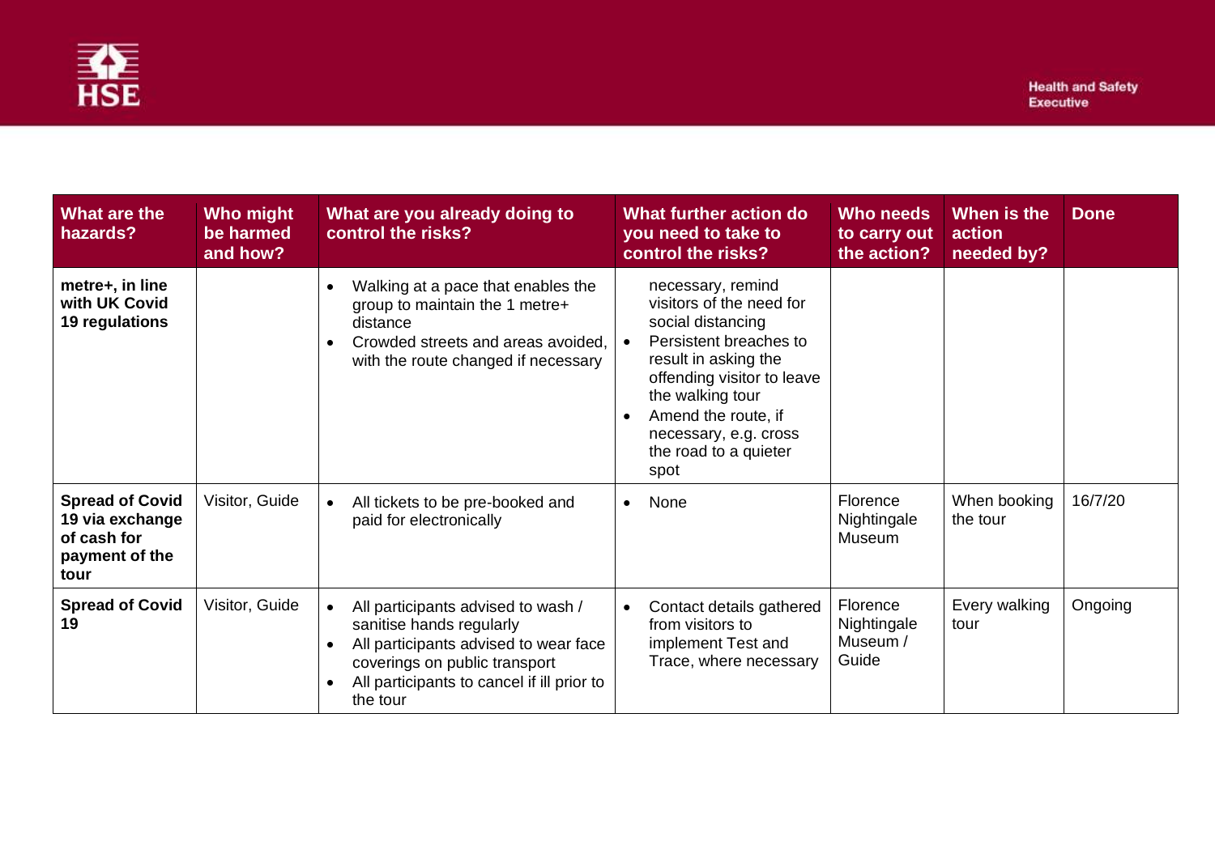| What are the hazards? | Who might be harmed and how? | What are you already doing to control the risks? | What further action do you need to take to control the risks? | Who needs to carry out the action? | When is the action needed by? | Done |
|---|---|---|---|---|---|---|
| **metre+, in line with UK Covid 19 regulations** | | • Walking at a pace that enables the group to maintain the 1 metre+ distance<br>• Crowded streets and areas avoided, with the route changed if necessary | necessary, remind visitors of the need for social distancing<br>• Persistent breaches to result in asking the offending visitor to leave the walking tour<br>• Amend the route, if necessary, e.g. cross the road to a quieter spot | | | |
| **Spread of Covid 19 via exchange of cash for payment of the tour** | Visitor, Guide | • All tickets to be pre-booked and paid for electronically | • None | Florence Nightingale Museum | When booking the tour | 16/7/20 |
| **Spread of Covid 19** | Visitor, Guide | • All participants advised to wash / sanitise hands regularly<br>• All participants advised to wear face coverings on public transport<br>• All participants to cancel if ill prior to the tour | • Contact details gathered from visitors to implement Test and Trace, where necessary | Florence Nightingale Museum / Guide | Every walking tour | Ongoing |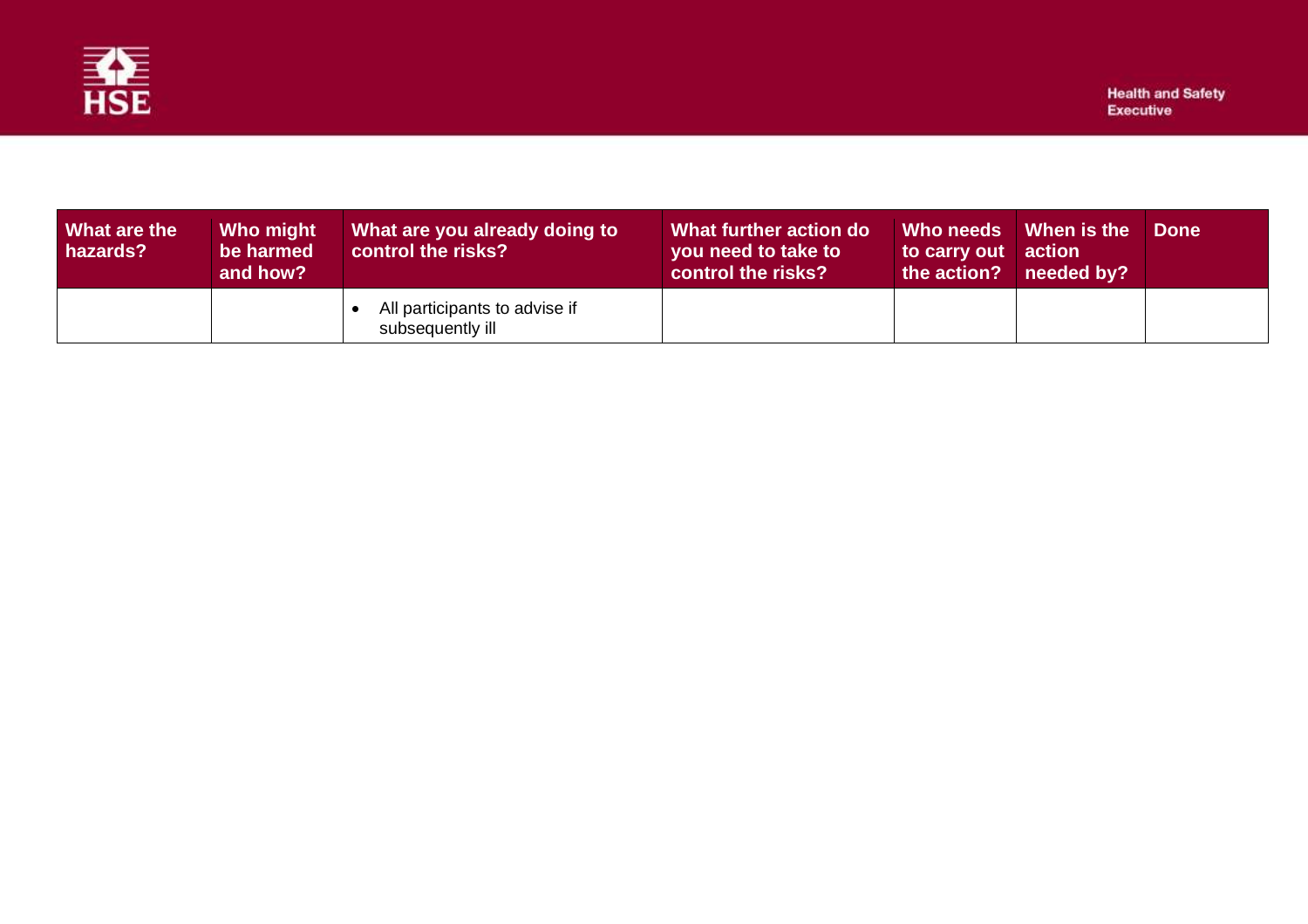| What are the hazards? | Who might be harmed and how? | What are you already doing to control the risks? | What further action do you need to take to control the risks? | Who needs to carry out the action? | When is the action needed by? | Done |
|---|---|---|---|---|---|---|
| | | • All participants to advise if subsequently ill | | | | |